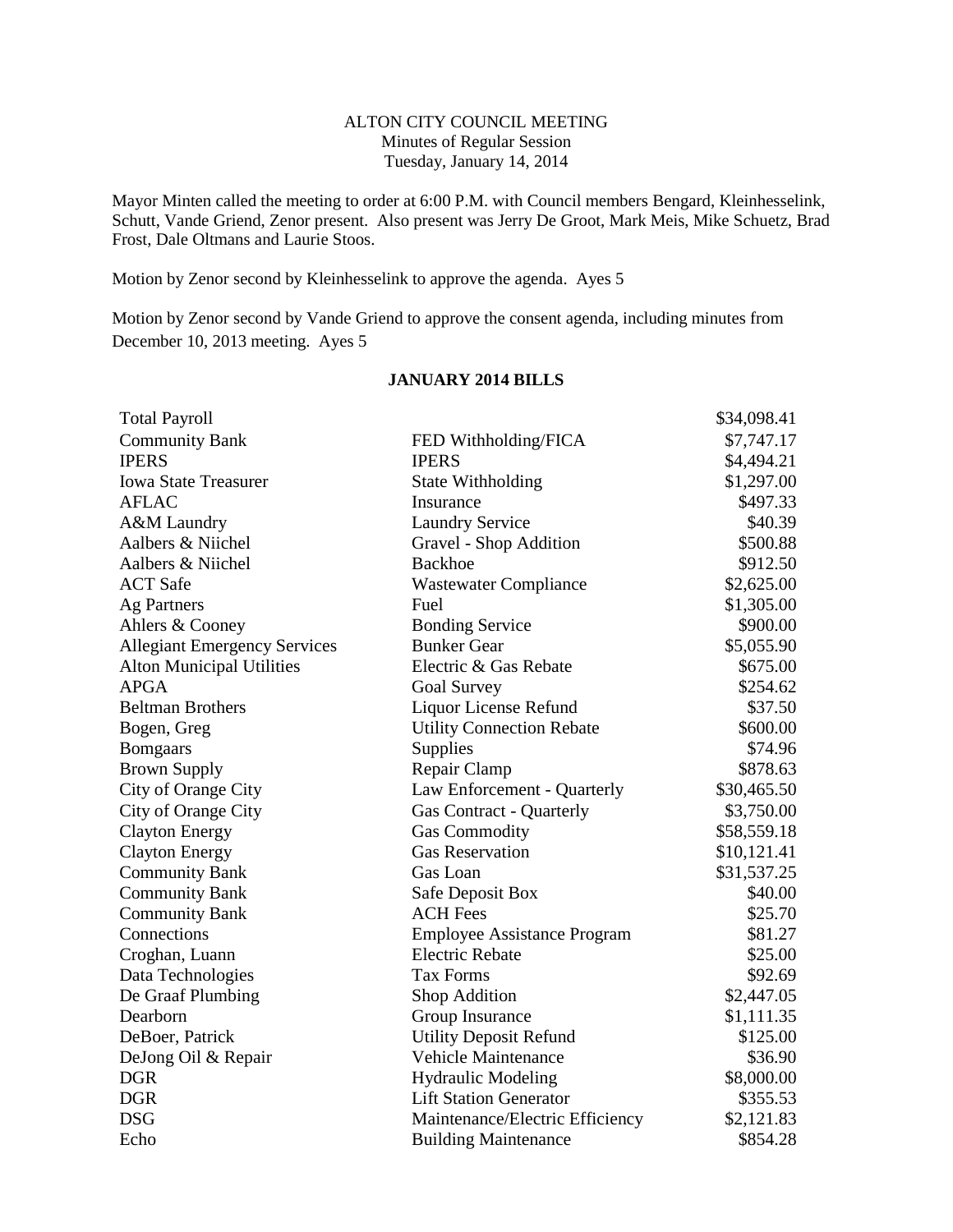ALTON CITY COUNCIL MEETING
Minutes of Regular Session
Tuesday, January 14, 2014

Mayor Minten called the meeting to order at 6:00 P.M. with Council members Bengard, Kleinhesselink, Schutt, Vande Griend, Zenor present. Also present was Jerry De Groot, Mark Meis, Mike Schuetz, Brad Frost, Dale Oltmans and Laurie Stoos.

Motion by Zenor second by Kleinhesselink to approve the agenda. Ayes 5

Motion by Zenor second by Vande Griend to approve the consent agenda, including minutes from December 10, 2013 meeting. Ayes 5

**JANUARY 2014 BILLS**

| | | |
|---|---|---|
| Total Payroll | | \$34,098.41 |
| Community Bank | FED Withholding/FICA | \$7,747.17 |
| IPERS | IPERS | \$4,494.21 |
| Iowa State Treasurer | State Withholding | \$1,297.00 |
| AFLAC | Insurance | \$497.33 |
| A&M Laundry | Laundry Service | \$40.39 |
| Aalbers & Niichel | Gravel - Shop Addition | \$500.88 |
| Aalbers & Niichel | Backhoe | \$912.50 |
| ACT Safe | Wastewater Compliance | \$2,625.00 |
| Ag Partners | Fuel | \$1,305.00 |
| Ahlers & Cooney | Bonding Service | \$900.00 |
| Allegiant Emergency Services | Bunker Gear | \$5,055.90 |
| Alton Municipal Utilities | Electric & Gas Rebate | \$675.00 |
| APGA | Goal Survey | \$254.62 |
| Beltman Brothers | Liquor License Refund | \$37.50 |
| Bogen, Greg | Utility Connection Rebate | \$600.00 |
| Bomgaars | Supplies | \$74.96 |
| Brown Supply | Repair Clamp | \$878.63 |
| City of Orange City | Law Enforcement - Quarterly | \$30,465.50 |
| City of Orange City | Gas Contract - Quarterly | \$3,750.00 |
| Clayton Energy | Gas Commodity | \$58,559.18 |
| Clayton Energy | Gas Reservation | \$10,121.41 |
| Community Bank | Gas Loan | \$31,537.25 |
| Community Bank | Safe Deposit Box | \$40.00 |
| Community Bank | ACH Fees | \$25.70 |
| Connections | Employee Assistance Program | \$81.27 |
| Croghan, Luann | Electric Rebate | \$25.00 |
| Data Technologies | Tax Forms | \$92.69 |
| De Graaf Plumbing | Shop Addition | \$2,447.05 |
| Dearborn | Group Insurance | \$1,111.35 |
| DeBoer, Patrick | Utility Deposit Refund | \$125.00 |
| DeJong Oil & Repair | Vehicle Maintenance | \$36.90 |
| DGR | Hydraulic Modeling | \$8,000.00 |
| DGR | Lift Station Generator | \$355.53 |
| DSG | Maintenance/Electric Efficiency | \$2,121.83 |
| Echo | Building Maintenance | \$854.28 |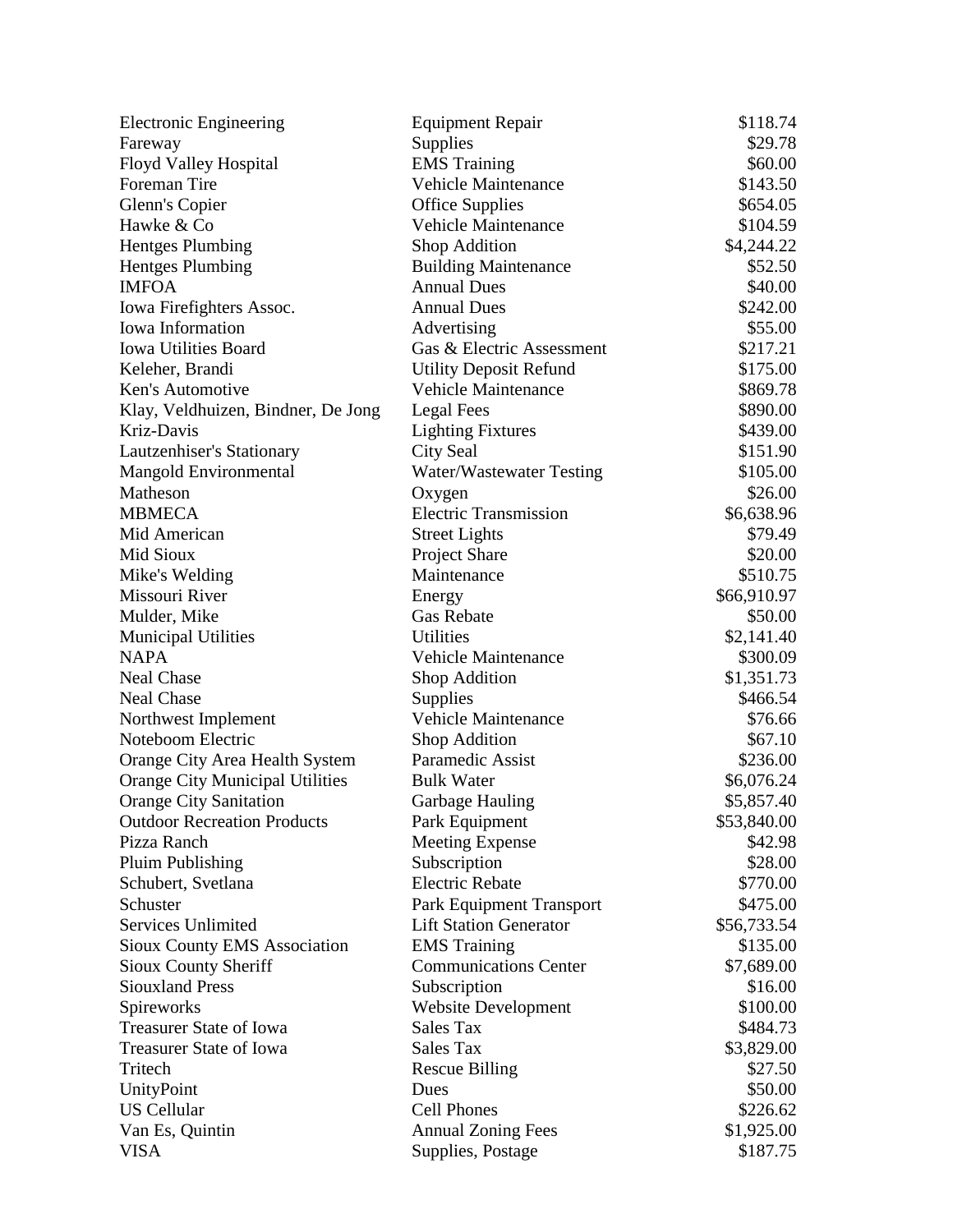| | | |
|---|---|---|
| Electronic Engineering | Equipment Repair | $118.74 |
| Fareway | Supplies | $29.78 |
| Floyd Valley Hospital | EMS Training | $60.00 |
| Foreman Tire | Vehicle Maintenance | $143.50 |
| Glenn's Copier | Office Supplies | $654.05 |
| Hawke & Co | Vehicle Maintenance | $104.59 |
| Hentges Plumbing | Shop Addition | $4,244.22 |
| Hentges Plumbing | Building Maintenance | $52.50 |
| IMFOA | Annual Dues | $40.00 |
| Iowa Firefighters Assoc. | Annual Dues | $242.00 |
| Iowa Information | Advertising | $55.00 |
| Iowa Utilities Board | Gas & Electric Assessment | $217.21 |
| Keleher, Brandi | Utility Deposit Refund | $175.00 |
| Ken's Automotive | Vehicle Maintenance | $869.78 |
| Klay, Veldhuizen, Bindner, De Jong | Legal Fees | $890.00 |
| Kriz-Davis | Lighting Fixtures | $439.00 |
| Lautzenhiser's Stationary | City Seal | $151.90 |
| Mangold Environmental | Water/Wastewater Testing | $105.00 |
| Matheson | Oxygen | $26.00 |
| MBMECA | Electric Transmission | $6,638.96 |
| Mid American | Street Lights | $79.49 |
| Mid Sioux | Project Share | $20.00 |
| Mike's Welding | Maintenance | $510.75 |
| Missouri River | Energy | $66,910.97 |
| Mulder, Mike | Gas Rebate | $50.00 |
| Municipal Utilities | Utilities | $2,141.40 |
| NAPA | Vehicle Maintenance | $300.09 |
| Neal Chase | Shop Addition | $1,351.73 |
| Neal Chase | Supplies | $466.54 |
| Northwest Implement | Vehicle Maintenance | $76.66 |
| Noteboom Electric | Shop Addition | $67.10 |
| Orange City Area Health System | Paramedic Assist | $236.00 |
| Orange City Municipal Utilities | Bulk Water | $6,076.24 |
| Orange City Sanitation | Garbage Hauling | $5,857.40 |
| Outdoor Recreation Products | Park Equipment | $53,840.00 |
| Pizza Ranch | Meeting Expense | $42.98 |
| Pluim Publishing | Subscription | $28.00 |
| Schubert, Svetlana | Electric Rebate | $770.00 |
| Schuster | Park Equipment Transport | $475.00 |
| Services Unlimited | Lift Station Generator | $56,733.54 |
| Sioux County EMS Association | EMS Training | $135.00 |
| Sioux County Sheriff | Communications Center | $7,689.00 |
| Siouxland Press | Subscription | $16.00 |
| Spireworks | Website Development | $100.00 |
| Treasurer State of Iowa | Sales Tax | $484.73 |
| Treasurer State of Iowa | Sales Tax | $3,829.00 |
| Tritech | Rescue Billing | $27.50 |
| UnityPoint | Dues | $50.00 |
| US Cellular | Cell Phones | $226.62 |
| Van Es, Quintin | Annual Zoning Fees | $1,925.00 |
| VISA | Supplies, Postage | $187.75 |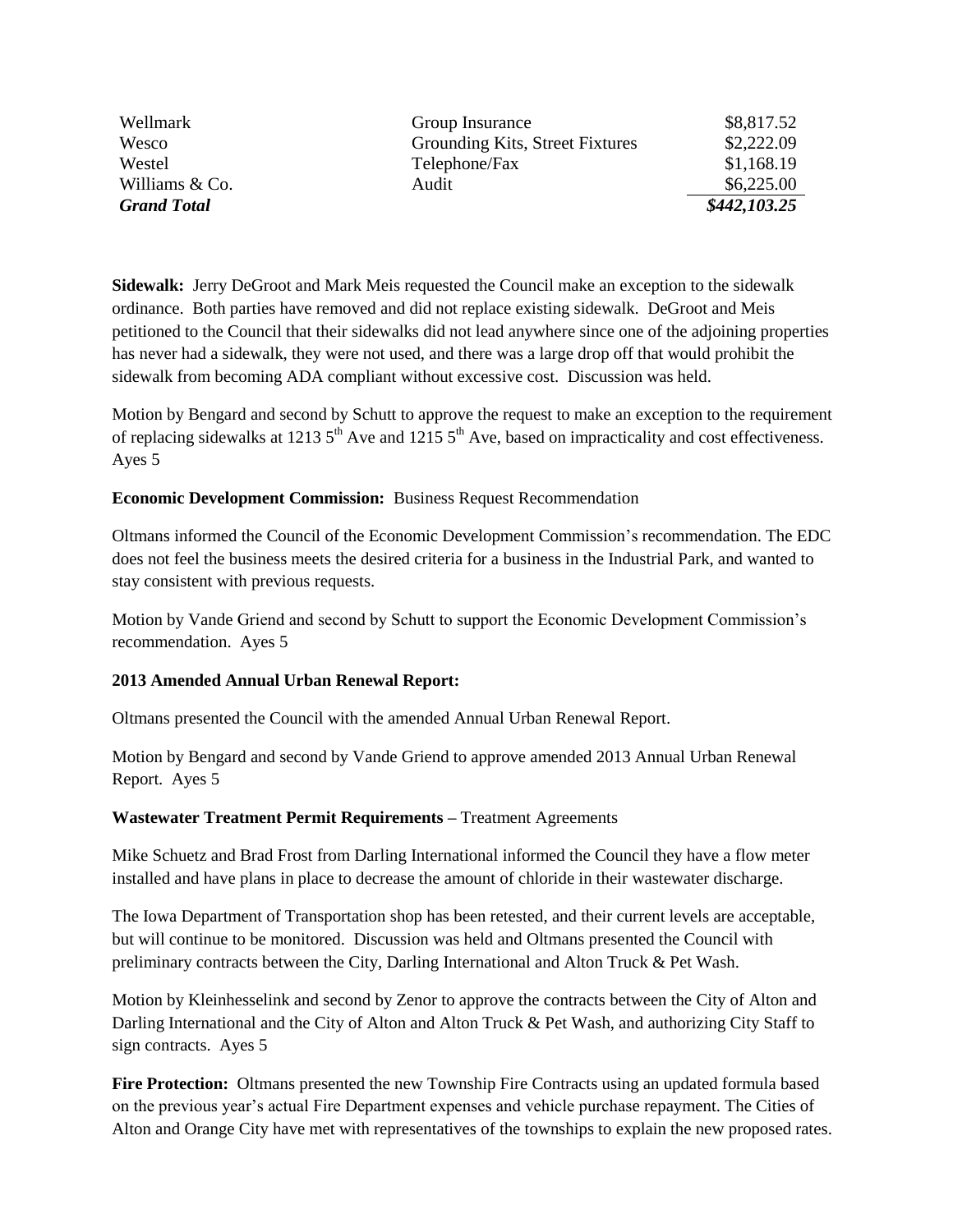| | | |
|---|---|---|
| Wellmark | Group Insurance | \$8,817.52 |
| Wesco | Grounding Kits, Street Fixtures | \$2,222.09 |
| Westel | Telephone/Fax | \$1,168.19 |
| Williams & Co. | Audit | \$6,225.00 |
| ***Grand Total*** | | ***\$442,103.25*** |

**Sidewalk:** Jerry DeGroot and Mark Meis requested the Council make an exception to the sidewalk ordinance. Both parties have removed and did not replace existing sidewalk. DeGroot and Meis petitioned to the Council that their sidewalks did not lead anywhere since one of the adjoining properties has never had a sidewalk, they were not used, and there was a large drop off that would prohibit the sidewalk from becoming ADA compliant without excessive cost. Discussion was held.

Motion by Bengard and second by Schutt to approve the request to make an exception to the requirement of replacing sidewalks at 1213 5th Ave and 1215 5th Ave, based on impracticality and cost effectiveness. Ayes 5

**Economic Development Commission:** Business Request Recommendation

Oltmans informed the Council of the Economic Development Commission's recommendation. The EDC does not feel the business meets the desired criteria for a business in the Industrial Park, and wanted to stay consistent with previous requests.

Motion by Vande Griend and second by Schutt to support the Economic Development Commission's recommendation. Ayes 5

**2013 Amended Annual Urban Renewal Report:**

Oltmans presented the Council with the amended Annual Urban Renewal Report.

Motion by Bengard and second by Vande Griend to approve amended 2013 Annual Urban Renewal Report. Ayes 5

**Wastewater Treatment Permit Requirements –** Treatment Agreements

Mike Schuetz and Brad Frost from Darling International informed the Council they have a flow meter installed and have plans in place to decrease the amount of chloride in their wastewater discharge.

The Iowa Department of Transportation shop has been retested, and their current levels are acceptable, but will continue to be monitored. Discussion was held and Oltmans presented the Council with preliminary contracts between the City, Darling International and Alton Truck & Pet Wash.

Motion by Kleinhesselink and second by Zenor to approve the contracts between the City of Alton and Darling International and the City of Alton and Alton Truck & Pet Wash, and authorizing City Staff to sign contracts. Ayes 5

**Fire Protection:** Oltmans presented the new Township Fire Contracts using an updated formula based on the previous year's actual Fire Department expenses and vehicle purchase repayment. The Cities of Alton and Orange City have met with representatives of the townships to explain the new proposed rates.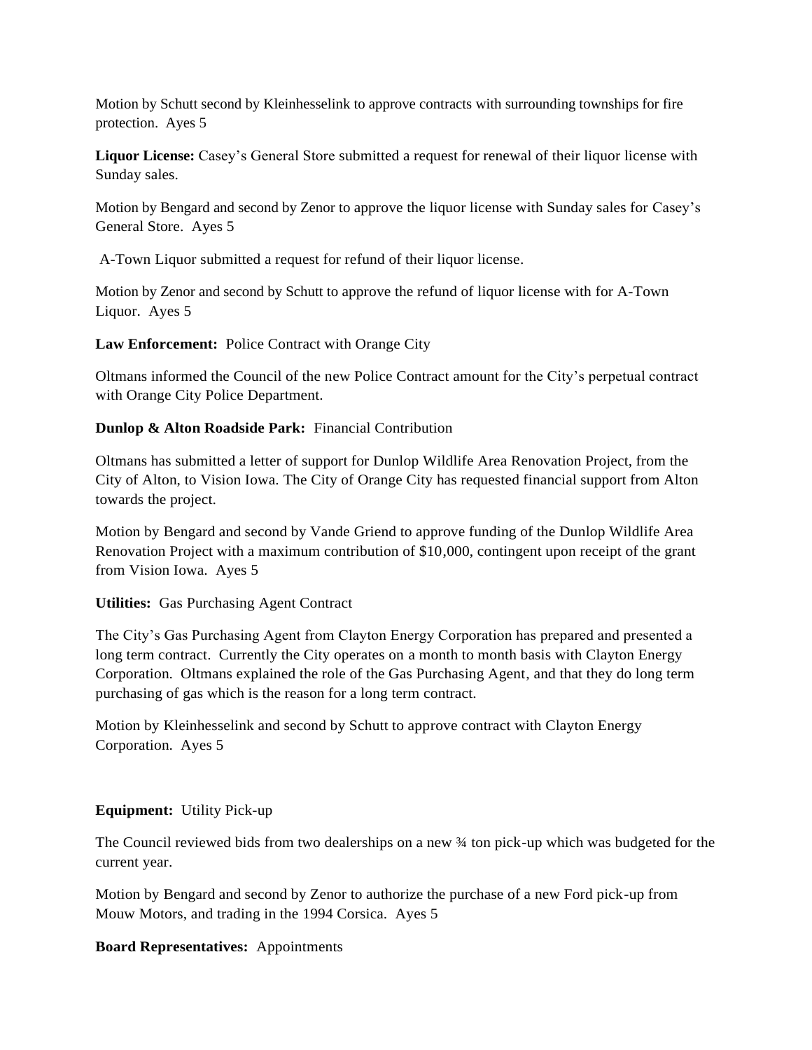Motion by Schutt second by Kleinhesselink to approve contracts with surrounding townships for fire protection. Ayes 5

**Liquor License:** Casey's General Store submitted a request for renewal of their liquor license with Sunday sales.

Motion by Bengard and second by Zenor to approve the liquor license with Sunday sales for Casey's General Store. Ayes 5

A-Town Liquor submitted a request for refund of their liquor license.

Motion by Zenor and second by Schutt to approve the refund of liquor license with for A-Town Liquor. Ayes 5

**Law Enforcement:** Police Contract with Orange City

Oltmans informed the Council of the new Police Contract amount for the City's perpetual contract with Orange City Police Department.

**Dunlop & Alton Roadside Park:** Financial Contribution

Oltmans has submitted a letter of support for Dunlop Wildlife Area Renovation Project, from the City of Alton, to Vision Iowa. The City of Orange City has requested financial support from Alton towards the project.

Motion by Bengard and second by Vande Griend to approve funding of the Dunlop Wildlife Area Renovation Project with a maximum contribution of $10,000, contingent upon receipt of the grant from Vision Iowa. Ayes 5

**Utilities:** Gas Purchasing Agent Contract

The City's Gas Purchasing Agent from Clayton Energy Corporation has prepared and presented a long term contract. Currently the City operates on a month to month basis with Clayton Energy Corporation. Oltmans explained the role of the Gas Purchasing Agent, and that they do long term purchasing of gas which is the reason for a long term contract.

Motion by Kleinhesselink and second by Schutt to approve contract with Clayton Energy Corporation. Ayes 5

**Equipment:** Utility Pick-up

The Council reviewed bids from two dealerships on a new ¾ ton pick-up which was budgeted for the current year.

Motion by Bengard and second by Zenor to authorize the purchase of a new Ford pick-up from Mouw Motors, and trading in the 1994 Corsica. Ayes 5

**Board Representatives:** Appointments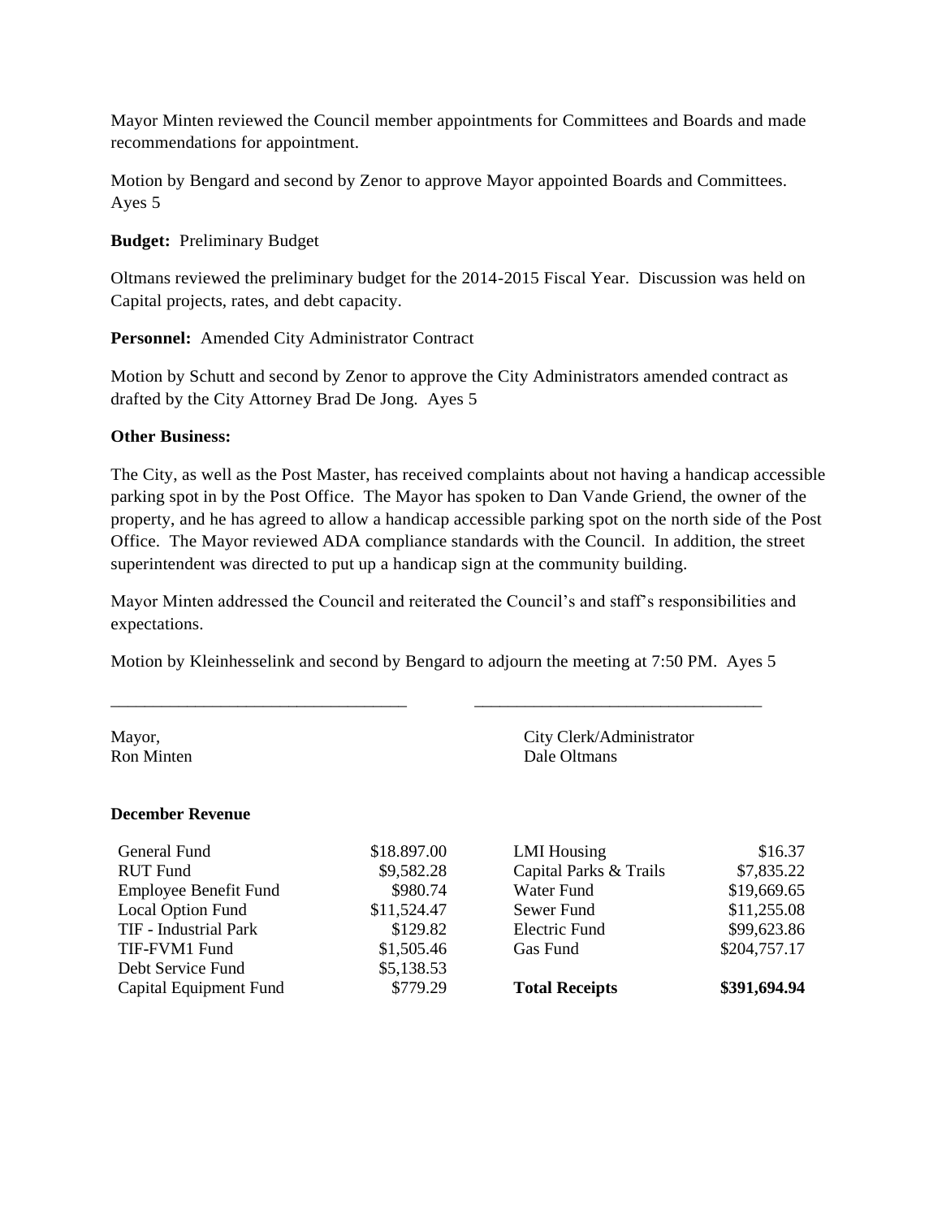Mayor Minten reviewed the Council member appointments for Committees and Boards and made recommendations for appointment.

Motion by Bengard and second by Zenor to approve Mayor appointed Boards and Committees. Ayes 5

**Budget:** Preliminary Budget

Oltmans reviewed the preliminary budget for the 2014-2015 Fiscal Year. Discussion was held on Capital projects, rates, and debt capacity.

**Personnel:** Amended City Administrator Contract

Motion by Schutt and second by Zenor to approve the City Administrators amended contract as drafted by the City Attorney Brad De Jong. Ayes 5

**Other Business:**

The City, as well as the Post Master, has received complaints about not having a handicap accessible parking spot in by the Post Office. The Mayor has spoken to Dan Vande Griend, the owner of the property, and he has agreed to allow a handicap accessible parking spot on the north side of the Post Office. The Mayor reviewed ADA compliance standards with the Council. In addition, the street superintendent was directed to put up a handicap sign at the community building.

Mayor Minten addressed the Council and reiterated the Council's and staff's responsibilities and expectations.

Motion by Kleinhesselink and second by Bengard to adjourn the meeting at 7:50 PM. Ayes 5

\_\_\_\_\_\_\_\_\_\_\_\_\_\_\_\_\_\_\_\_\_\_\_\_\_\_\_\_\_\_\_\_\_\_ \_\_\_\_\_\_\_\_\_\_\_\_\_\_\_\_\_\_\_\_\_\_\_\_\_\_\_\_\_\_\_\_\_\_

Mayor,
Ron Minten

City Clerk/Administrator
Dale Oltmans

**December Revenue**

| | | | |
|---|---|---|---|
| General Fund | $18.897.00 | LMI Housing | $16.37 |
| RUT Fund | $9,582.28 | Capital Parks & Trails | $7,835.22 |
| Employee Benefit Fund | $980.74 | Water Fund | $19,669.65 |
| Local Option Fund | $11,524.47 | Sewer Fund | $11,255.08 |
| TIF - Industrial Park | $129.82 | Electric Fund | $99,623.86 |
| TIF-FVM1 Fund | $1,505.46 | Gas Fund | $204,757.17 |
| Debt Service Fund | $5,138.53 | | |
| Capital Equipment Fund | $779.29 | **Total Receipts** | **$391,694.94** |